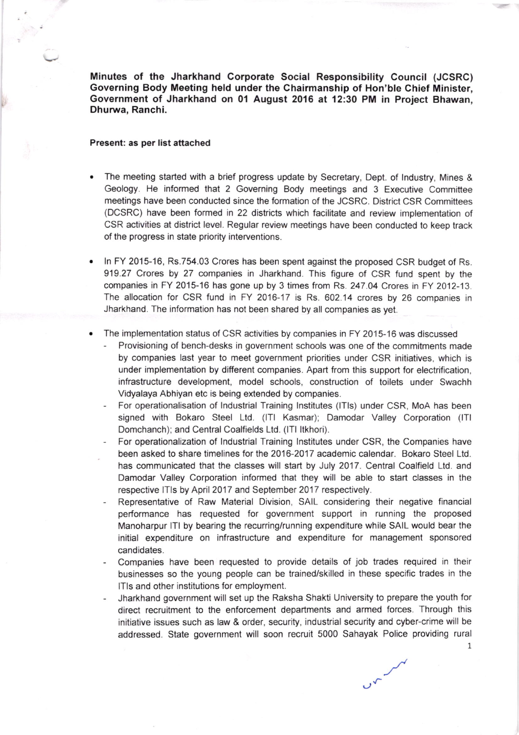**Minutes of the Jharkhand Corporate Social Responsibility Council (JCSRC) Governing Body Meeting held under the Chairmanship of Hon'ble Chief Minister, Government of Jharkhand on 01 August 2016 at 12:30 PM in Project Bhawan, Dhurwa, Ranchi.**

**Present: as per list attached**

- The meeting started with a brief progress update by Secretary, Dept. of Industry, Mines & Geology. He informed that 2 Governing Body meetings and 3 Executive Committee meetings have been conducted since the formation of the JCSRC. District CSR Committees (DCSRC) have been formed in 22 districts which facilitate and review implementation of CSR activities at district level. Regular review meetings have been conducted to keep track of the progress in state priority interventions.

- In FY 2015-16, Rs.754.03 Crores has been spent against the proposed CSR budget of Rs. 919.27 Crores by 27 companies in Jharkhand. This figure of CSR fund spent by the companies in FY 2015-16 has gone up by 3 times from Rs. 247.04 Crores in FY 2012-13. The allocation for CSR fund in FY 2016-17 is Rs. 602.14 crores by 26 companies in Jharkhand. The information has not been shared by all companies as yet.

- The implementation status of CSR activities by companies in FY 2015-16 was discussed
  - Provisioning of bench-desks in government schools was one of the commitments made by companies last year to meet government priorities under CSR initiatives, which is under implementation by different companies. Apart from this support for electrification, infrastructure development, model schools, construction of toilets under Swachh Vidyalaya Abhiyan etc is being extended by companies.
  - For operationalisation of Industrial Training Institutes (ITIs) under CSR, MoA has been signed with Bokaro Steel Ltd. (ITI Kasmar); Damodar Valley Corporation (ITI Domchanch); and Central Coalfields Ltd. (ITI Itkhori).
  - For operationalization of Industrial Training Institutes under CSR, the Companies have been asked to share timelines for the 2016-2017 academic calendar. Bokaro Steel Ltd. has communicated that the classes will start by July 2017. Central Coalfield Ltd. and Damodar Valley Corporation informed that they will be able to start classes in the respective ITIs by April 2017 and September 2017 respectively.
  - Representative of Raw Material Division, SAIL considering their negative financial performance has requested for government support in running the proposed Manoharpur ITI by bearing the recurring/running expenditure while SAIL would bear the initial expenditure on infrastructure and expenditure for management sponsored candidates.
  - Companies have been requested to provide details of job trades required in their businesses so the young people can be trained/skilled in these specific trades in the ITIs and other institutions for employment.
  - Jharkhand government will set up the Raksha Shakti University to prepare the youth for direct recruitment to the enforcement departments and armed forces. Through this initiative issues such as law & order, security, industrial security and cyber-crime will be addressed. State government will soon recruit 5000 Sahayak Police providing rural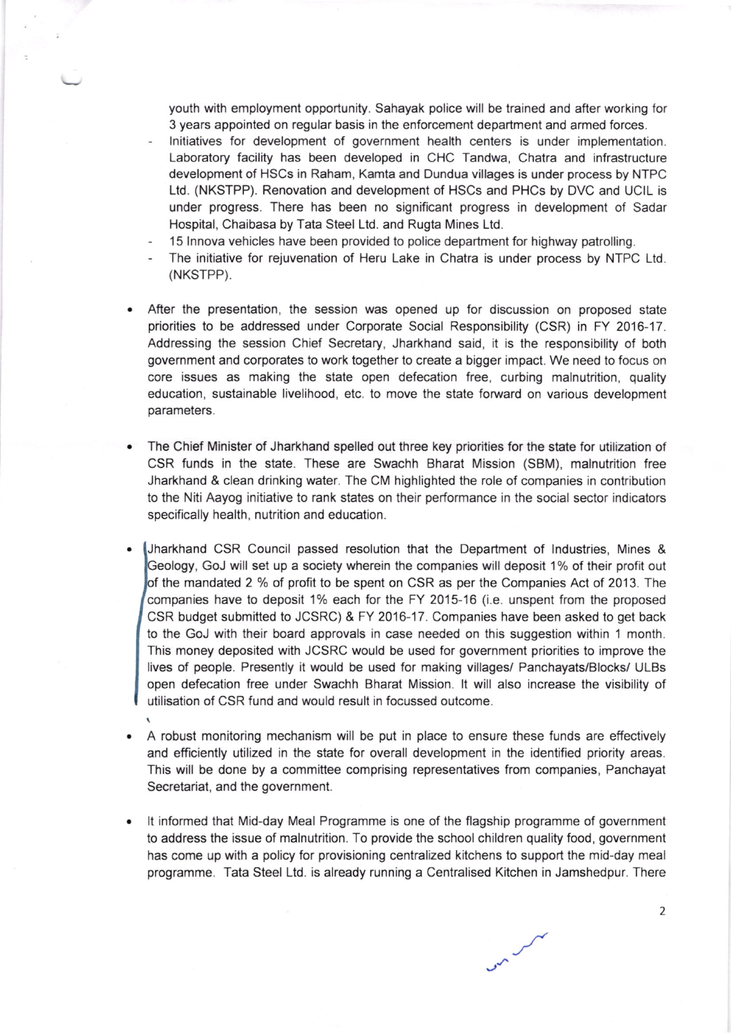youth with employment opportunity. Sahayak police will be trained and after working for 3 years appointed on regular basis in the enforcement department and armed forces.

- Initiatives for development of government health centers is under implementation. Laboratory facility has been developed in CHC Tandwa, Chatra and infrastructure development of HSCs in Raham, Kamta and Dundua villages is under process by NTPC Ltd. (NKSTPP). Renovation and development of HSCs and PHCs by DVC and UCIL is under progress. There has been no significant progress in development of Sadar Hospital, Chaibasa by Tata Steel Ltd. and Rugta Mines Ltd.
- 15 Innova vehicles have been provided to police department for highway patrolling.
- The initiative for rejuvenation of Heru Lake in Chatra is under process by NTPC Ltd. (NKSTPP).

- After the presentation, the session was opened up for discussion on proposed state priorities to be addressed under Corporate Social Responsibility (CSR) in FY 2016-17. Addressing the session Chief Secretary, Jharkhand said, it is the responsibility of both government and corporates to work together to create a bigger impact. We need to focus on core issues as making the state open defecation free, curbing malnutrition, quality education, sustainable livelihood, etc. to move the state forward on various development parameters.

- The Chief Minister of Jharkhand spelled out three key priorities for the state for utilization of CSR funds in the state. These are Swachh Bharat Mission (SBM), malnutrition free Jharkhand & clean drinking water. The CM highlighted the role of companies in contribution to the Niti Aayog initiative to rank states on their performance in the social sector indicators specifically health, nutrition and education.

- Jharkhand CSR Council passed resolution that the Department of Industries, Mines & Geology, GoJ will set up a society wherein the companies will deposit 1% of their profit out of the mandated 2 % of profit to be spent on CSR as per the Companies Act of 2013. The companies have to deposit 1% each for the FY 2015-16 (i.e. unspent from the proposed CSR budget submitted to JCSRC) & FY 2016-17. Companies have been asked to get back to the GoJ with their board approvals in case needed on this suggestion within 1 month. This money deposited with JCSRC would be used for government priorities to improve the lives of people. Presently it would be used for making villages/ Panchayats/Blocks/ ULBs open defecation free under Swachh Bharat Mission. It will also increase the visibility of utilisation of CSR fund and would result in focussed outcome.

- A robust monitoring mechanism will be put in place to ensure these funds are effectively and efficiently utilized in the state for overall development in the identified priority areas. This will be done by a committee comprising representatives from companies, Panchayat Secretariat, and the government.

- It informed that Mid-day Meal Programme is one of the flagship programme of government to address the issue of malnutrition. To provide the school children quality food, government has come up with a policy for provisioning centralized kitchens to support the mid-day meal programme. Tata Steel Ltd. is already running a Centralised Kitchen in Jamshedpur. There